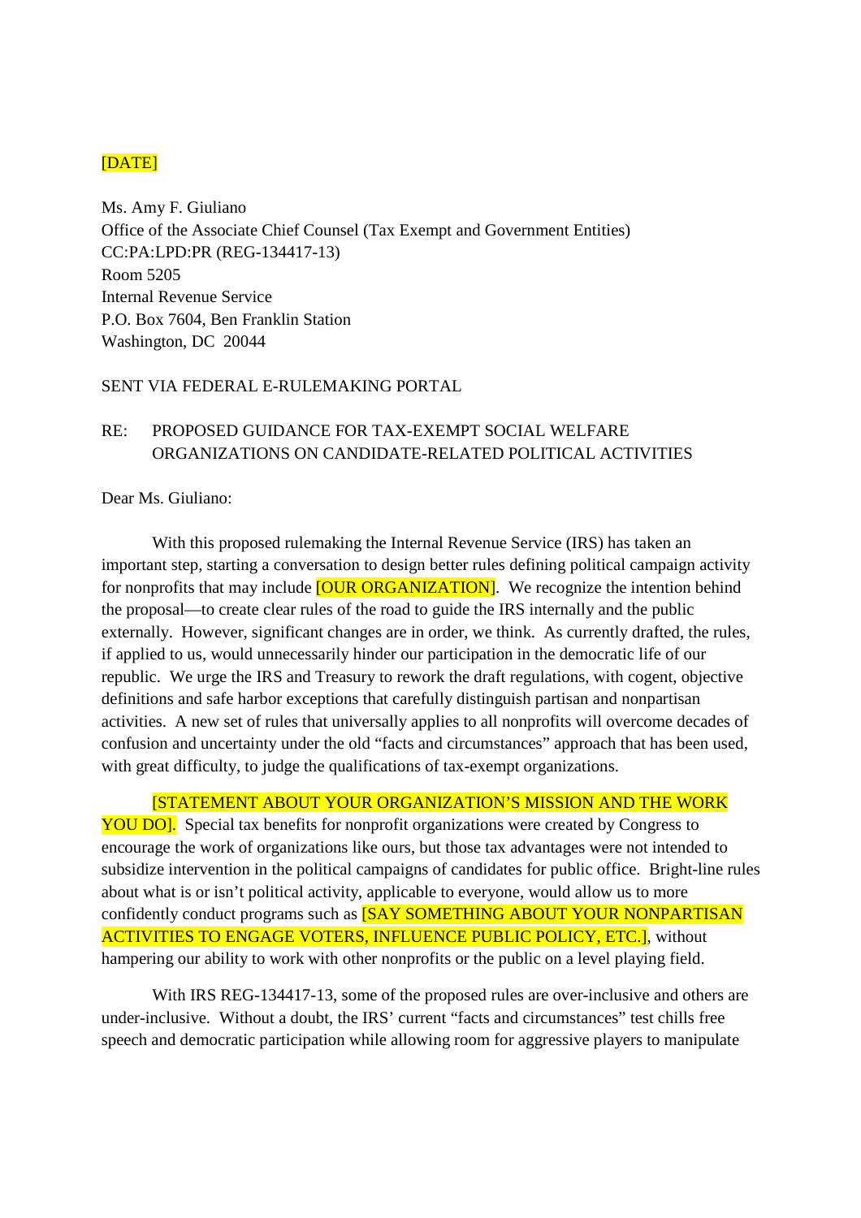[DATE]

Ms. Amy F. Giuliano
Office of the Associate Chief Counsel (Tax Exempt and Government Entities)
CC:PA:LPD:PR (REG-134417-13)
Room 5205
Internal Revenue Service
P.O. Box 7604, Ben Franklin Station
Washington, DC 20044

SENT VIA FEDERAL E-RULEMAKING PORTAL

RE: PROPOSED GUIDANCE FOR TAX-EXEMPT SOCIAL WELFARE ORGANIZATIONS ON CANDIDATE-RELATED POLITICAL ACTIVITIES

Dear Ms. Giuliano:

With this proposed rulemaking the Internal Revenue Service (IRS) has taken an important step, starting a conversation to design better rules defining political campaign activity for nonprofits that may include [OUR ORGANIZATION]. We recognize the intention behind the proposal—to create clear rules of the road to guide the IRS internally and the public externally. However, significant changes are in order, we think. As currently drafted, the rules, if applied to us, would unnecessarily hinder our participation in the democratic life of our republic. We urge the IRS and Treasury to rework the draft regulations, with cogent, objective definitions and safe harbor exceptions that carefully distinguish partisan and nonpartisan activities. A new set of rules that universally applies to all nonprofits will overcome decades of confusion and uncertainty under the old "facts and circumstances" approach that has been used, with great difficulty, to judge the qualifications of tax-exempt organizations.

[STATEMENT ABOUT YOUR ORGANIZATION'S MISSION AND THE WORK YOU DO]. Special tax benefits for nonprofit organizations were created by Congress to encourage the work of organizations like ours, but those tax advantages were not intended to subsidize intervention in the political campaigns of candidates for public office. Bright-line rules about what is or isn't political activity, applicable to everyone, would allow us to more confidently conduct programs such as [SAY SOMETHING ABOUT YOUR NONPARTISAN ACTIVITIES TO ENGAGE VOTERS, INFLUENCE PUBLIC POLICY, ETC.], without hampering our ability to work with other nonprofits or the public on a level playing field.

With IRS REG-134417-13, some of the proposed rules are over-inclusive and others are under-inclusive. Without a doubt, the IRS' current "facts and circumstances" test chills free speech and democratic participation while allowing room for aggressive players to manipulate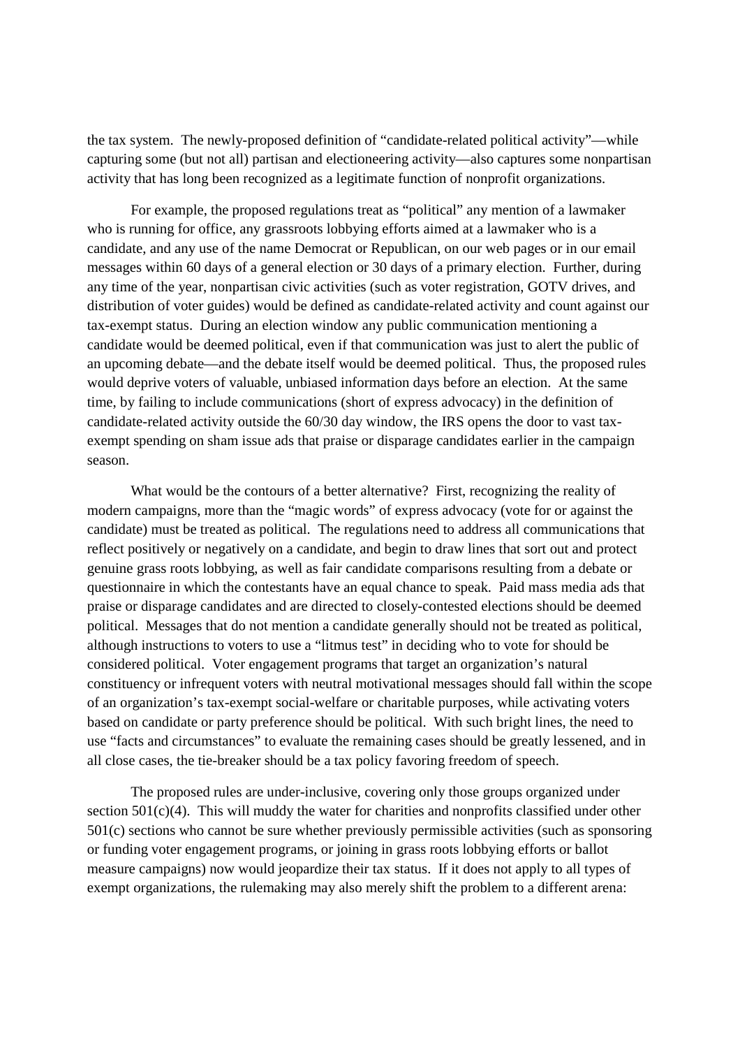the tax system. The newly-proposed definition of "candidate-related political activity"—while capturing some (but not all) partisan and electioneering activity—also captures some nonpartisan activity that has long been recognized as a legitimate function of nonprofit organizations.

For example, the proposed regulations treat as "political" any mention of a lawmaker who is running for office, any grassroots lobbying efforts aimed at a lawmaker who is a candidate, and any use of the name Democrat or Republican, on our web pages or in our email messages within 60 days of a general election or 30 days of a primary election. Further, during any time of the year, nonpartisan civic activities (such as voter registration, GOTV drives, and distribution of voter guides) would be defined as candidate-related activity and count against our tax-exempt status. During an election window any public communication mentioning a candidate would be deemed political, even if that communication was just to alert the public of an upcoming debate—and the debate itself would be deemed political. Thus, the proposed rules would deprive voters of valuable, unbiased information days before an election. At the same time, by failing to include communications (short of express advocacy) in the definition of candidate-related activity outside the 60/30 day window, the IRS opens the door to vast tax-exempt spending on sham issue ads that praise or disparage candidates earlier in the campaign season.

What would be the contours of a better alternative? First, recognizing the reality of modern campaigns, more than the "magic words" of express advocacy (vote for or against the candidate) must be treated as political. The regulations need to address all communications that reflect positively or negatively on a candidate, and begin to draw lines that sort out and protect genuine grass roots lobbying, as well as fair candidate comparisons resulting from a debate or questionnaire in which the contestants have an equal chance to speak. Paid mass media ads that praise or disparage candidates and are directed to closely-contested elections should be deemed political. Messages that do not mention a candidate generally should not be treated as political, although instructions to voters to use a "litmus test" in deciding who to vote for should be considered political. Voter engagement programs that target an organization's natural constituency or infrequent voters with neutral motivational messages should fall within the scope of an organization's tax-exempt social-welfare or charitable purposes, while activating voters based on candidate or party preference should be political. With such bright lines, the need to use "facts and circumstances" to evaluate the remaining cases should be greatly lessened, and in all close cases, the tie-breaker should be a tax policy favoring freedom of speech.

The proposed rules are under-inclusive, covering only those groups organized under section 501(c)(4). This will muddy the water for charities and nonprofits classified under other 501(c) sections who cannot be sure whether previously permissible activities (such as sponsoring or funding voter engagement programs, or joining in grass roots lobbying efforts or ballot measure campaigns) now would jeopardize their tax status. If it does not apply to all types of exempt organizations, the rulemaking may also merely shift the problem to a different arena: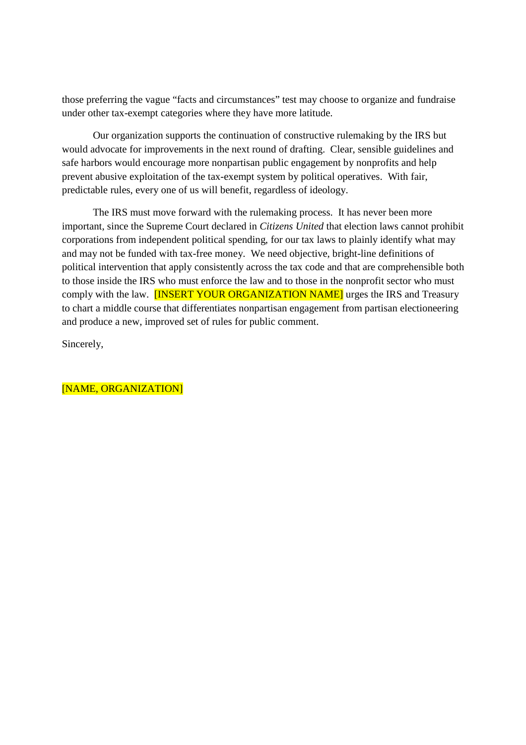those preferring the vague "facts and circumstances" test may choose to organize and fundraise under other tax-exempt categories where they have more latitude.

Our organization supports the continuation of constructive rulemaking by the IRS but would advocate for improvements in the next round of drafting. Clear, sensible guidelines and safe harbors would encourage more nonpartisan public engagement by nonprofits and help prevent abusive exploitation of the tax-exempt system by political operatives. With fair, predictable rules, every one of us will benefit, regardless of ideology.

The IRS must move forward with the rulemaking process. It has never been more important, since the Supreme Court declared in *Citizens United* that election laws cannot prohibit corporations from independent political spending, for our tax laws to plainly identify what may and may not be funded with tax-free money. We need objective, bright-line definitions of political intervention that apply consistently across the tax code and that are comprehensible both to those inside the IRS who must enforce the law and to those in the nonprofit sector who must comply with the law. [INSERT YOUR ORGANIZATION NAME] urges the IRS and Treasury to chart a middle course that differentiates nonpartisan engagement from partisan electioneering and produce a new, improved set of rules for public comment.

Sincerely,

[NAME, ORGANIZATION]